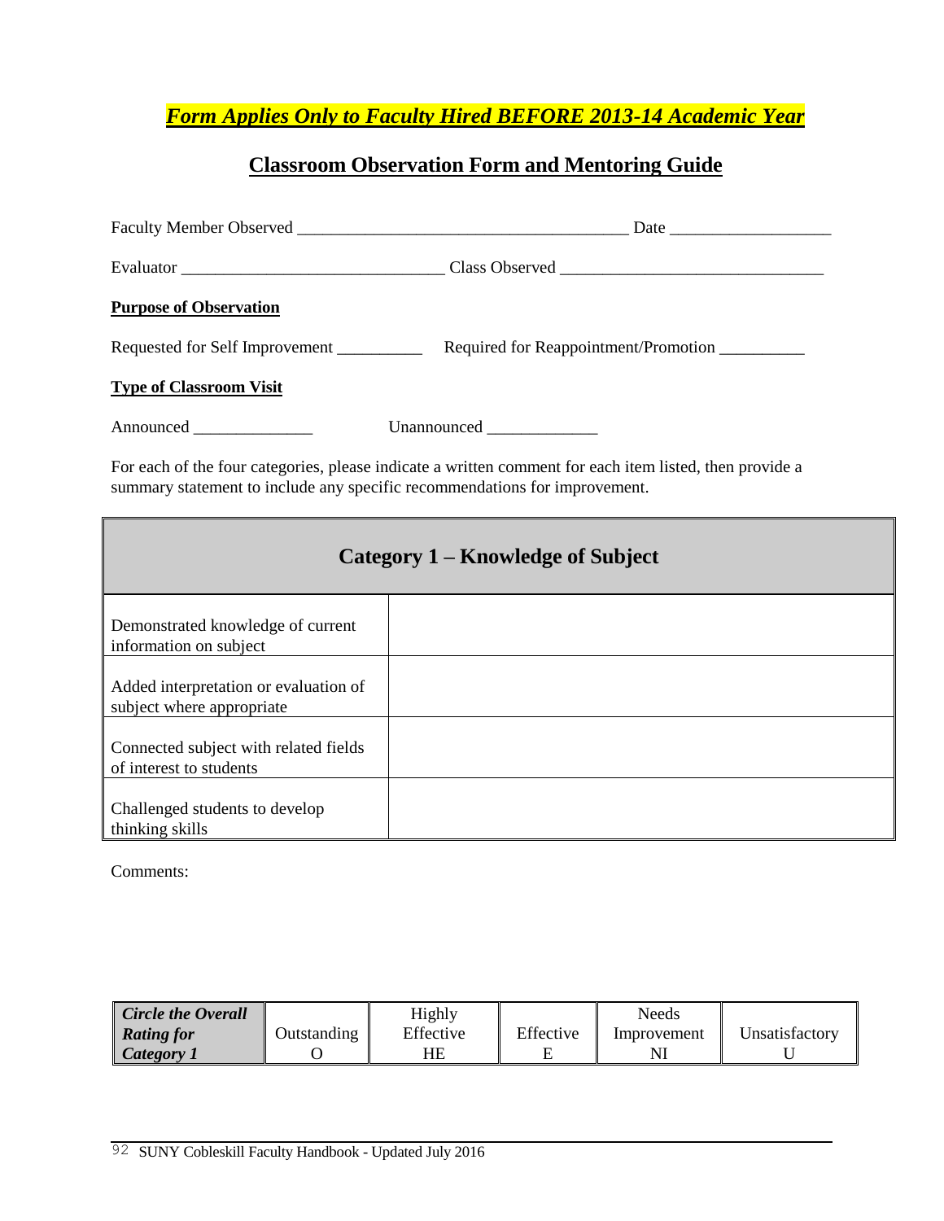***Form Applies Only to Faculty Hired BEFORE 2013-14 Academic Year***

# Classroom Observation Form and Mentoring Guide

Faculty Member Observed ______________________________________ Date ___________________

Evaluator ______________________________ Class Observed ______________________________

**Purpose of Observation**

Requested for Self Improvement __________ Required for Reappointment/Promotion __________

**Type of Classroom Visit**

Announced ______________ Unannounced _____________

For each of the four categories, please indicate a written comment for each item listed, then provide a summary statement to include any specific recommendations for improvement.

| Category 1 – Knowledge of Subject | |
|---|---|
| Demonstrated knowledge of current information on subject | |
| Added interpretation or evaluation of subject where appropriate | |
| Connected subject with related fields of interest to students | |
| Challenged students to develop thinking skills | |

Comments:

| *Circle the Overall Rating for Category 1* | Outstanding O | Highly Effective HE | Effective E | Needs Improvement NI | Unsatisfactory U |
|---|---|---|---|---|---|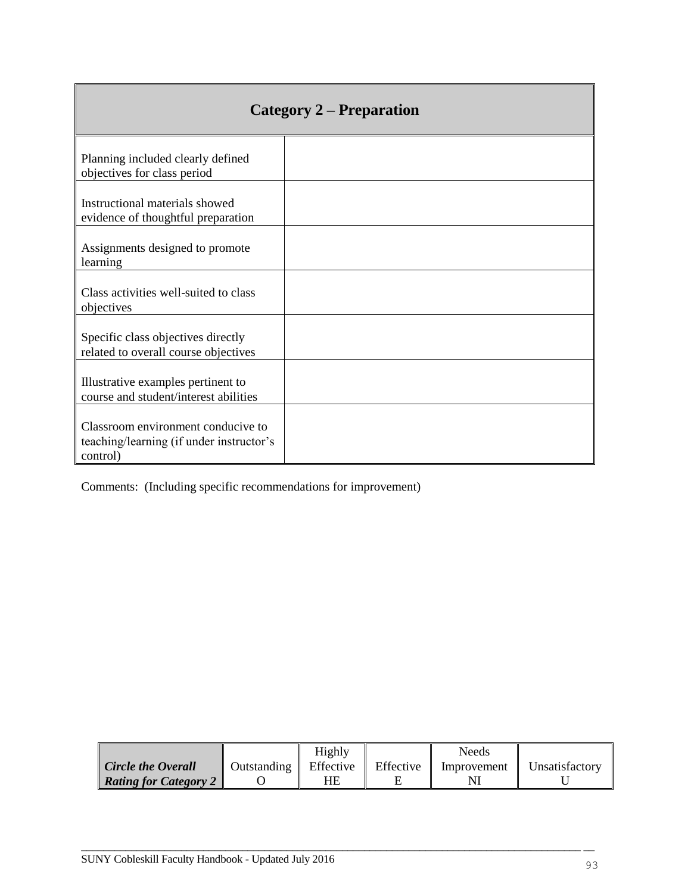| Category 2 – Preparation | |
|---|---|
| Planning included clearly defined objectives for class period | |
| Instructional materials showed evidence of thoughtful preparation | |
| Assignments designed to promote learning | |
| Class activities well-suited to class objectives | |
| Specific class objectives directly related to overall course objectives | |
| Illustrative examples pertinent to course and student/interest abilities | |
| Classroom environment conducive to teaching/learning (if under instructor's control) | |

Comments: (Including specific recommendations for improvement)

| ***Circle the Overall Rating for Category 2*** | Outstanding O | Highly Effective HE | Effective E | Needs Improvement NI | Unsatisfactory U |
|---|---|---|---|---|---|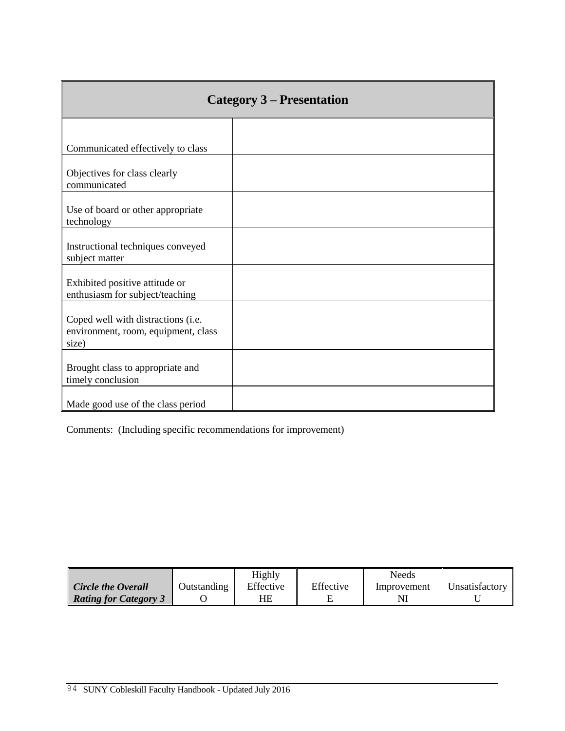| Category 3 – Presentation | |
|---|---|
| Communicated effectively to class | |
| Objectives for class clearly communicated | |
| Use of board or other appropriate technology | |
| Instructional techniques conveyed subject matter | |
| Exhibited positive attitude or enthusiasm for subject/teaching | |
| Coped well with distractions (i.e. environment, room, equipment, class size) | |
| Brought class to appropriate and timely conclusion | |
| Made good use of the class period | |

Comments: (Including specific recommendations for improvement)

| *Circle the Overall Rating for Category 3* | Outstanding O | Highly Effective HE | Effective E | Needs Improvement NI | Unsatisfactory U |
|---|---|---|---|---|---|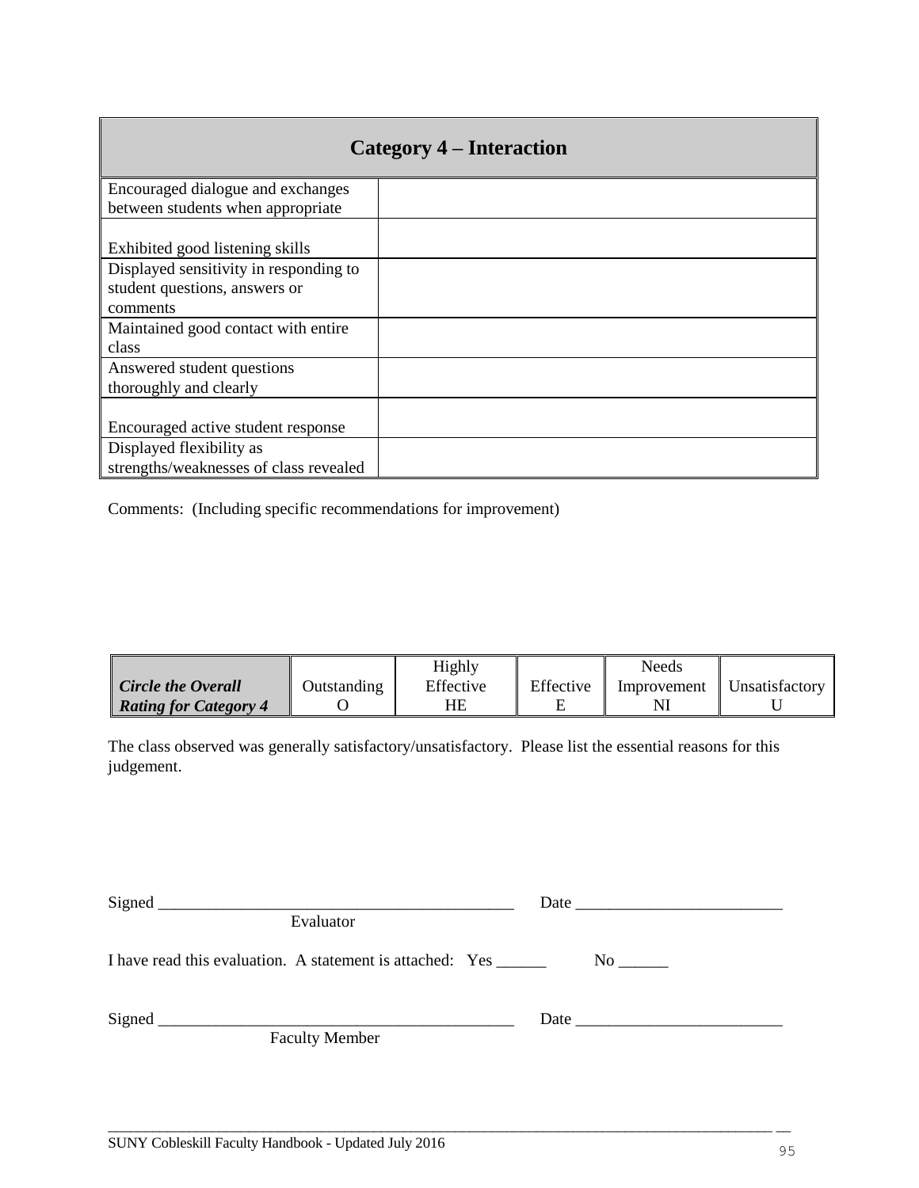| Category 4 – Interaction | |
|---|---|
| Encouraged dialogue and exchanges between students when appropriate | |
| Exhibited good listening skills | |
| Displayed sensitivity in responding to student questions, answers or comments | |
| Maintained good contact with entire class | |
| Answered student questions thoroughly and clearly | |
| Encouraged active student response | |
| Displayed flexibility as strengths/weaknesses of class revealed | |

Comments: (Including specific recommendations for improvement)

| | | | | | |
|---|---|---|---|---|---|
| ***Circle the Overall Rating for Category 4*** | Outstanding O | Highly Effective HE | Effective E | Needs Improvement NI | Unsatisfactory U |

The class observed was generally satisfactory/unsatisfactory. Please list the essential reasons for this judgement.

Signed _____________________________________________ Date _________________________
Evaluator

I have read this evaluation. A statement is attached: Yes ______ No ______

Signed _____________________________________________ Date _________________________
Faculty Member

SUNY Cobleskill Faculty Handbook - Updated July 2016